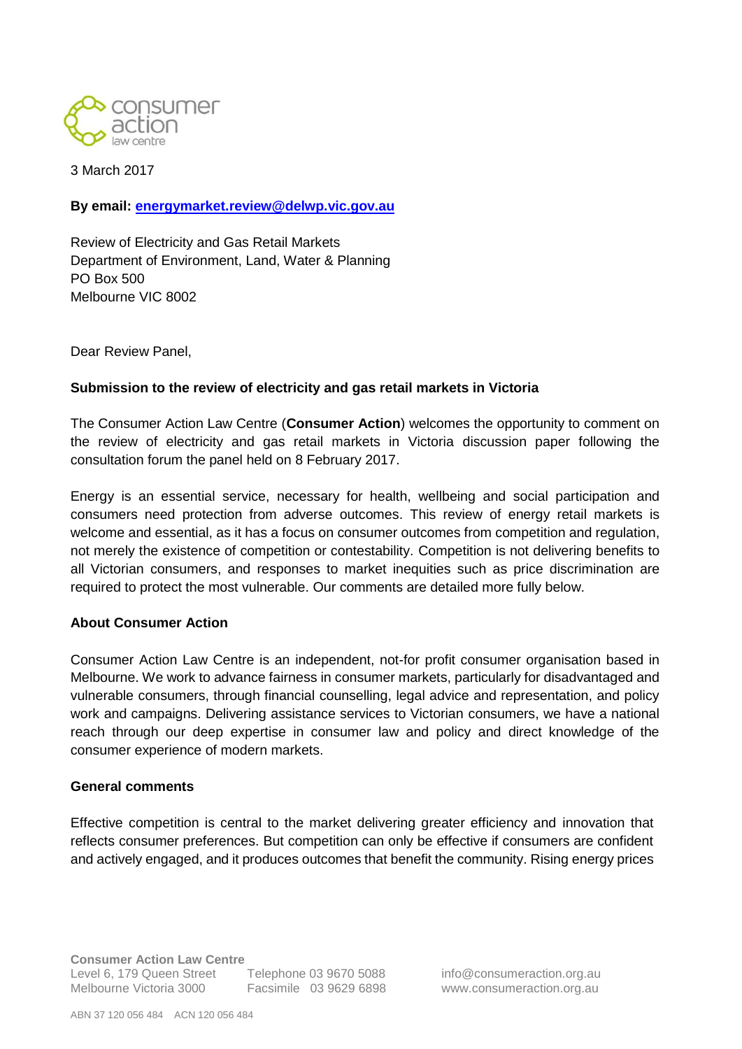3 March 2017

**By email: energymarket.review@delwp.vic.gov.au**

Review of Electricity and Gas Retail Markets
Department of Environment, Land, Water & Planning
PO Box 500
Melbourne VIC 8002

Dear Review Panel,

**Submission to the review of electricity and gas retail markets in Victoria**

The Consumer Action Law Centre (**Consumer Action**) welcomes the opportunity to comment on the review of electricity and gas retail markets in Victoria discussion paper following the consultation forum the panel held on 8 February 2017.

Energy is an essential service, necessary for health, wellbeing and social participation and consumers need protection from adverse outcomes. This review of energy retail markets is welcome and essential, as it has a focus on consumer outcomes from competition and regulation, not merely the existence of competition or contestability. Competition is not delivering benefits to all Victorian consumers, and responses to market inequities such as price discrimination are required to protect the most vulnerable. Our comments are detailed more fully below.

**About Consumer Action**

Consumer Action Law Centre is an independent, not-for profit consumer organisation based in Melbourne. We work to advance fairness in consumer markets, particularly for disadvantaged and vulnerable consumers, through financial counselling, legal advice and representation, and policy work and campaigns. Delivering assistance services to Victorian consumers, we have a national reach through our deep expertise in consumer law and policy and direct knowledge of the consumer experience of modern markets.

**General comments**

Effective competition is central to the market delivering greater efficiency and innovation that reflects consumer preferences. But competition can only be effective if consumers are confident and actively engaged, and it produces outcomes that benefit the community. Rising energy prices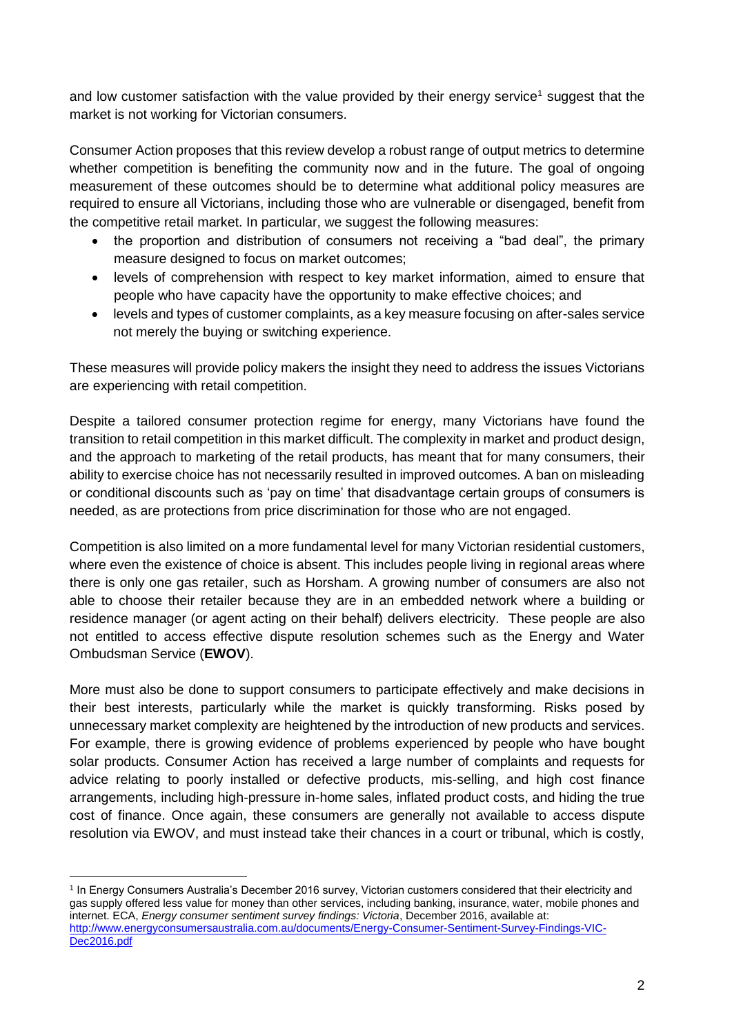and low customer satisfaction with the value provided by their energy service[1] suggest that the market is not working for Victorian consumers.

Consumer Action proposes that this review develop a robust range of output metrics to determine whether competition is benefiting the community now and in the future. The goal of ongoing measurement of these outcomes should be to determine what additional policy measures are required to ensure all Victorians, including those who are vulnerable or disengaged, benefit from the competitive retail market. In particular, we suggest the following measures:

- the proportion and distribution of consumers not receiving a "bad deal", the primary measure designed to focus on market outcomes;
- levels of comprehension with respect to key market information, aimed to ensure that people who have capacity have the opportunity to make effective choices; and
- levels and types of customer complaints, as a key measure focusing on after-sales service not merely the buying or switching experience.

These measures will provide policy makers the insight they need to address the issues Victorians are experiencing with retail competition.

Despite a tailored consumer protection regime for energy, many Victorians have found the transition to retail competition in this market difficult. The complexity in market and product design, and the approach to marketing of the retail products, has meant that for many consumers, their ability to exercise choice has not necessarily resulted in improved outcomes. A ban on misleading or conditional discounts such as 'pay on time' that disadvantage certain groups of consumers is needed, as are protections from price discrimination for those who are not engaged.

Competition is also limited on a more fundamental level for many Victorian residential customers, where even the existence of choice is absent. This includes people living in regional areas where there is only one gas retailer, such as Horsham. A growing number of consumers are also not able to choose their retailer because they are in an embedded network where a building or residence manager (or agent acting on their behalf) delivers electricity. These people are also not entitled to access effective dispute resolution schemes such as the Energy and Water Ombudsman Service (**EWOV**).

More must also be done to support consumers to participate effectively and make decisions in their best interests, particularly while the market is quickly transforming. Risks posed by unnecessary market complexity are heightened by the introduction of new products and services. For example, there is growing evidence of problems experienced by people who have bought solar products. Consumer Action has received a large number of complaints and requests for advice relating to poorly installed or defective products, mis-selling, and high cost finance arrangements, including high-pressure in-home sales, inflated product costs, and hiding the true cost of finance. Once again, these consumers are generally not available to access dispute resolution via EWOV, and must instead take their chances in a court or tribunal, which is costly,

---

[1] In Energy Consumers Australia's December 2016 survey, Victorian customers considered that their electricity and gas supply offered less value for money than other services, including banking, insurance, water, mobile phones and internet. ECA, *Energy consumer sentiment survey findings: Victoria*, December 2016, available at: http://www.energyconsumersaustralia.com.au/documents/Energy-Consumer-Sentiment-Survey-Findings-VIC-Dec2016.pdf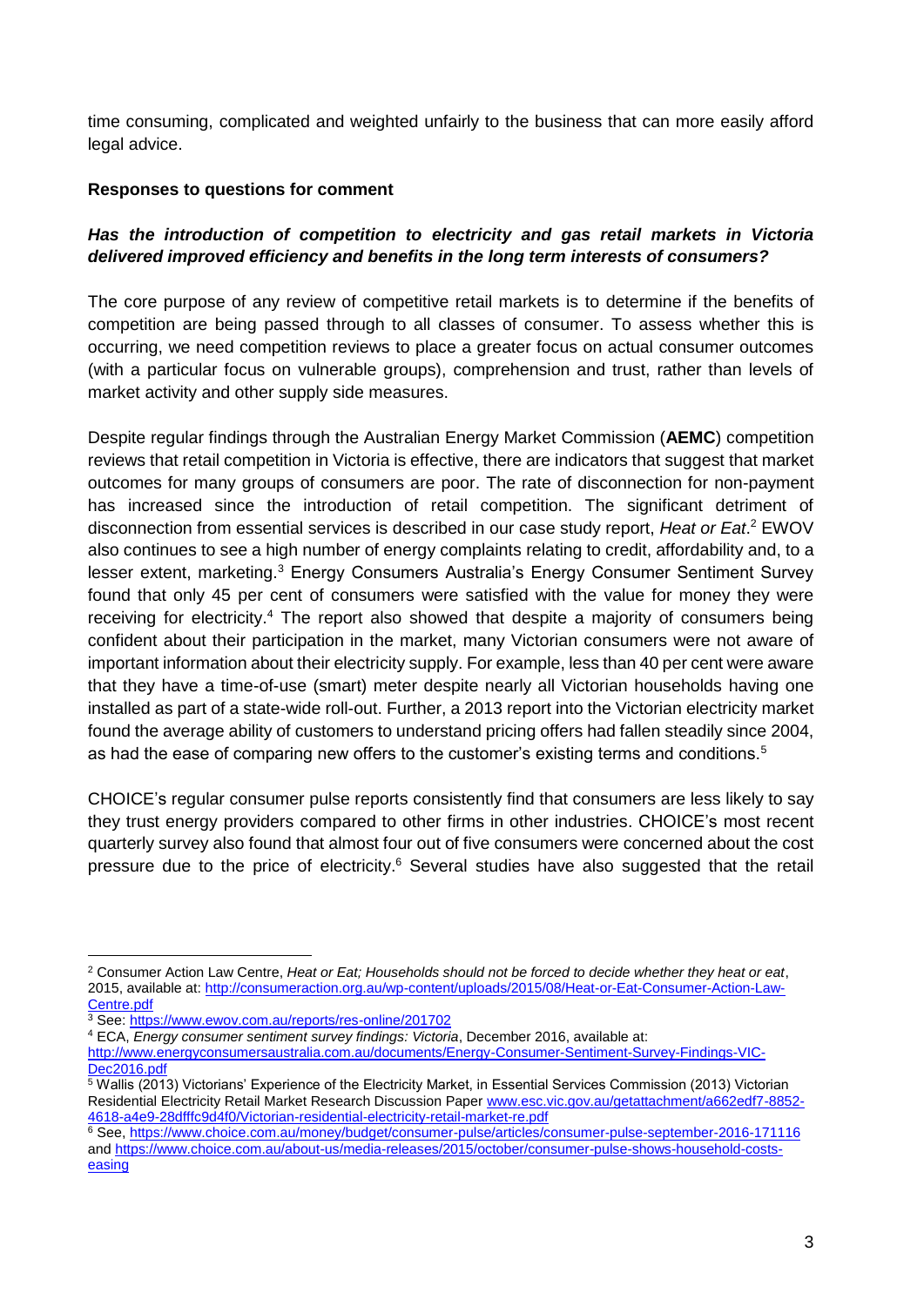time consuming, complicated and weighted unfairly to the business that can more easily afford legal advice.

**Responses to questions for comment**

***Has the introduction of competition to electricity and gas retail markets in Victoria delivered improved efficiency and benefits in the long term interests of consumers?***

The core purpose of any review of competitive retail markets is to determine if the benefits of competition are being passed through to all classes of consumer. To assess whether this is occurring, we need competition reviews to place a greater focus on actual consumer outcomes (with a particular focus on vulnerable groups), comprehension and trust, rather than levels of market activity and other supply side measures.

Despite regular findings through the Australian Energy Market Commission (**AEMC**) competition reviews that retail competition in Victoria is effective, there are indicators that suggest that market outcomes for many groups of consumers are poor. The rate of disconnection for non-payment has increased since the introduction of retail competition. The significant detriment of disconnection from essential services is described in our case study report, *Heat or Eat*.[2] EWOV also continues to see a high number of energy complaints relating to credit, affordability and, to a lesser extent, marketing.[3] Energy Consumers Australia's Energy Consumer Sentiment Survey found that only 45 per cent of consumers were satisfied with the value for money they were receiving for electricity.[4] The report also showed that despite a majority of consumers being confident about their participation in the market, many Victorian consumers were not aware of important information about their electricity supply. For example, less than 40 per cent were aware that they have a time-of-use (smart) meter despite nearly all Victorian households having one installed as part of a state-wide roll-out. Further, a 2013 report into the Victorian electricity market found the average ability of customers to understand pricing offers had fallen steadily since 2004, as had the ease of comparing new offers to the customer's existing terms and conditions.[5]

CHOICE's regular consumer pulse reports consistently find that consumers are less likely to say they trust energy providers compared to other firms in other industries. CHOICE's most recent quarterly survey also found that almost four out of five consumers were concerned about the cost pressure due to the price of electricity.[6] Several studies have also suggested that the retail

---

[2] Consumer Action Law Centre, *Heat or Eat; Households should not be forced to decide whether they heat or eat*, 2015, available at: http://consumeraction.org.au/wp-content/uploads/2015/08/Heat-or-Eat-Consumer-Action-Law-Centre.pdf

[3] See: https://www.ewov.com.au/reports/res-online/201702

[4] ECA, *Energy consumer sentiment survey findings: Victoria*, December 2016, available at: http://www.energyconsumersaustralia.com.au/documents/Energy-Consumer-Sentiment-Survey-Findings-VIC-Dec2016.pdf

[5] Wallis (2013) Victorians' Experience of the Electricity Market, in Essential Services Commission (2013) Victorian Residential Electricity Retail Market Research Discussion Paper www.esc.vic.gov.au/getattachment/a662edf7-8852-4618-a4e9-28dfffc9d4f0/Victorian-residential-electricity-retail-market-re.pdf

[6] See, https://www.choice.com.au/money/budget/consumer-pulse/articles/consumer-pulse-september-2016-171116 and https://www.choice.com.au/about-us/media-releases/2015/october/consumer-pulse-shows-household-costs-easing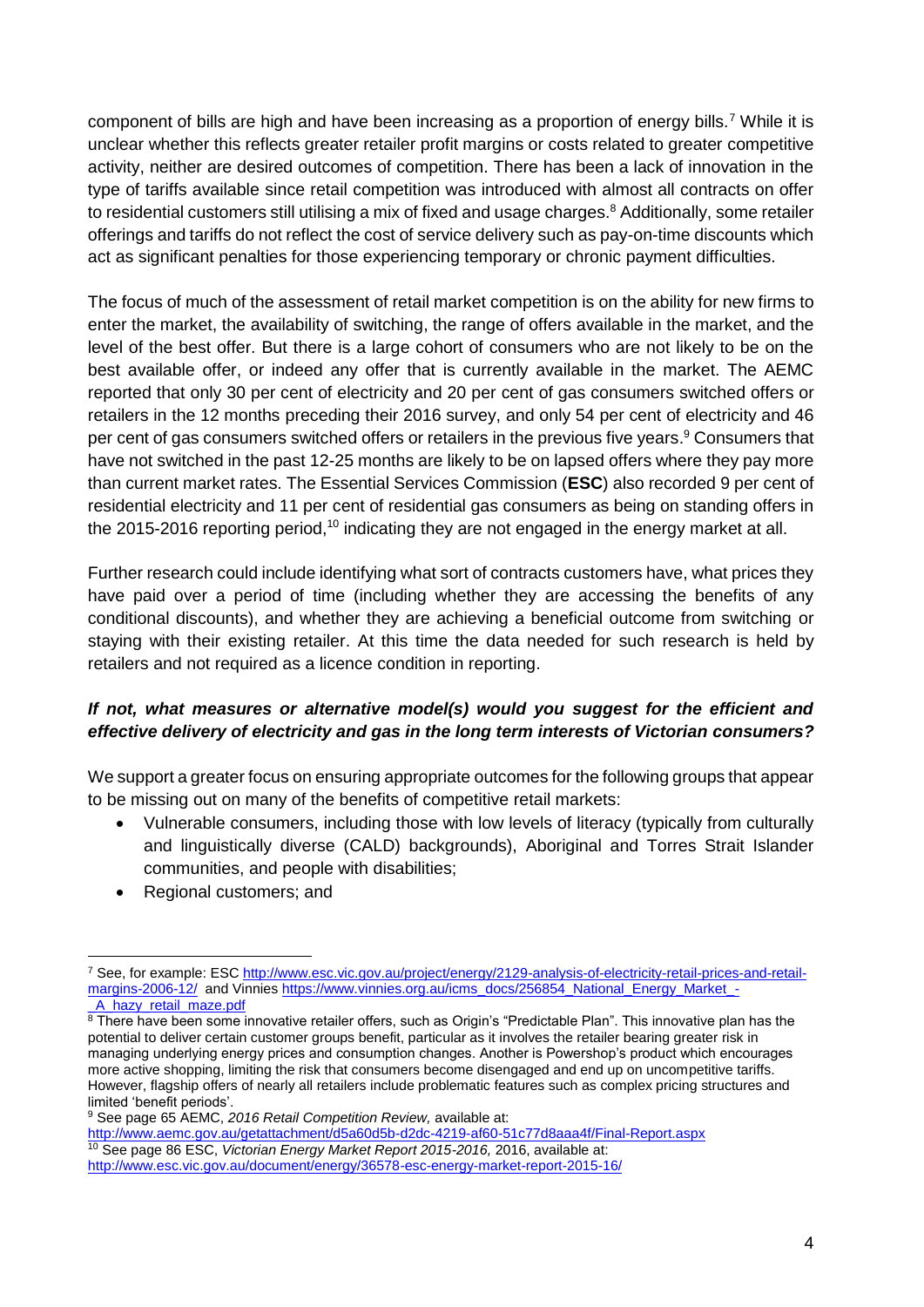component of bills are high and have been increasing as a proportion of energy bills.[7] While it is unclear whether this reflects greater retailer profit margins or costs related to greater competitive activity, neither are desired outcomes of competition. There has been a lack of innovation in the type of tariffs available since retail competition was introduced with almost all contracts on offer to residential customers still utilising a mix of fixed and usage charges.[8] Additionally, some retailer offerings and tariffs do not reflect the cost of service delivery such as pay-on-time discounts which act as significant penalties for those experiencing temporary or chronic payment difficulties.

The focus of much of the assessment of retail market competition is on the ability for new firms to enter the market, the availability of switching, the range of offers available in the market, and the level of the best offer. But there is a large cohort of consumers who are not likely to be on the best available offer, or indeed any offer that is currently available in the market. The AEMC reported that only 30 per cent of electricity and 20 per cent of gas consumers switched offers or retailers in the 12 months preceding their 2016 survey, and only 54 per cent of electricity and 46 per cent of gas consumers switched offers or retailers in the previous five years.[9] Consumers that have not switched in the past 12-25 months are likely to be on lapsed offers where they pay more than current market rates. The Essential Services Commission (**ESC**) also recorded 9 per cent of residential electricity and 11 per cent of residential gas consumers as being on standing offers in the 2015-2016 reporting period,[10] indicating they are not engaged in the energy market at all.

Further research could include identifying what sort of contracts customers have, what prices they have paid over a period of time (including whether they are accessing the benefits of any conditional discounts), and whether they are achieving a beneficial outcome from switching or staying with their existing retailer. At this time the data needed for such research is held by retailers and not required as a licence condition in reporting.

### *If not, what measures or alternative model(s) would you suggest for the efficient and effective delivery of electricity and gas in the long term interests of Victorian consumers?*

We support a greater focus on ensuring appropriate outcomes for the following groups that appear to be missing out on many of the benefits of competitive retail markets:

- Vulnerable consumers, including those with low levels of literacy (typically from culturally and linguistically diverse (CALD) backgrounds), Aboriginal and Torres Strait Islander communities, and people with disabilities;
- Regional customers; and

---

[7] See, for example: ESC http://www.esc.vic.gov.au/project/energy/2129-analysis-of-electricity-retail-prices-and-retail-margins-2006-12/ and Vinnies https://www.vinnies.org.au/icms_docs/256854_National_Energy_Market_-_A_hazy_retail_maze.pdf

[8] There have been some innovative retailer offers, such as Origin's "Predictable Plan". This innovative plan has the potential to deliver certain customer groups benefit, particular as it involves the retailer bearing greater risk in managing underlying energy prices and consumption changes. Another is Powershop's product which encourages more active shopping, limiting the risk that consumers become disengaged and end up on uncompetitive tariffs. However, flagship offers of nearly all retailers include problematic features such as complex pricing structures and limited 'benefit periods'.

[9] See page 65 AEMC, *2016 Retail Competition Review,* available at: http://www.aemc.gov.au/getattachment/d5a60d5b-d2dc-4219-af60-51c77d8aaa4f/Final-Report.aspx

[10] See page 86 ESC, *Victorian Energy Market Report 2015-2016,* 2016, available at: http://www.esc.vic.gov.au/document/energy/36578-esc-energy-market-report-2015-16/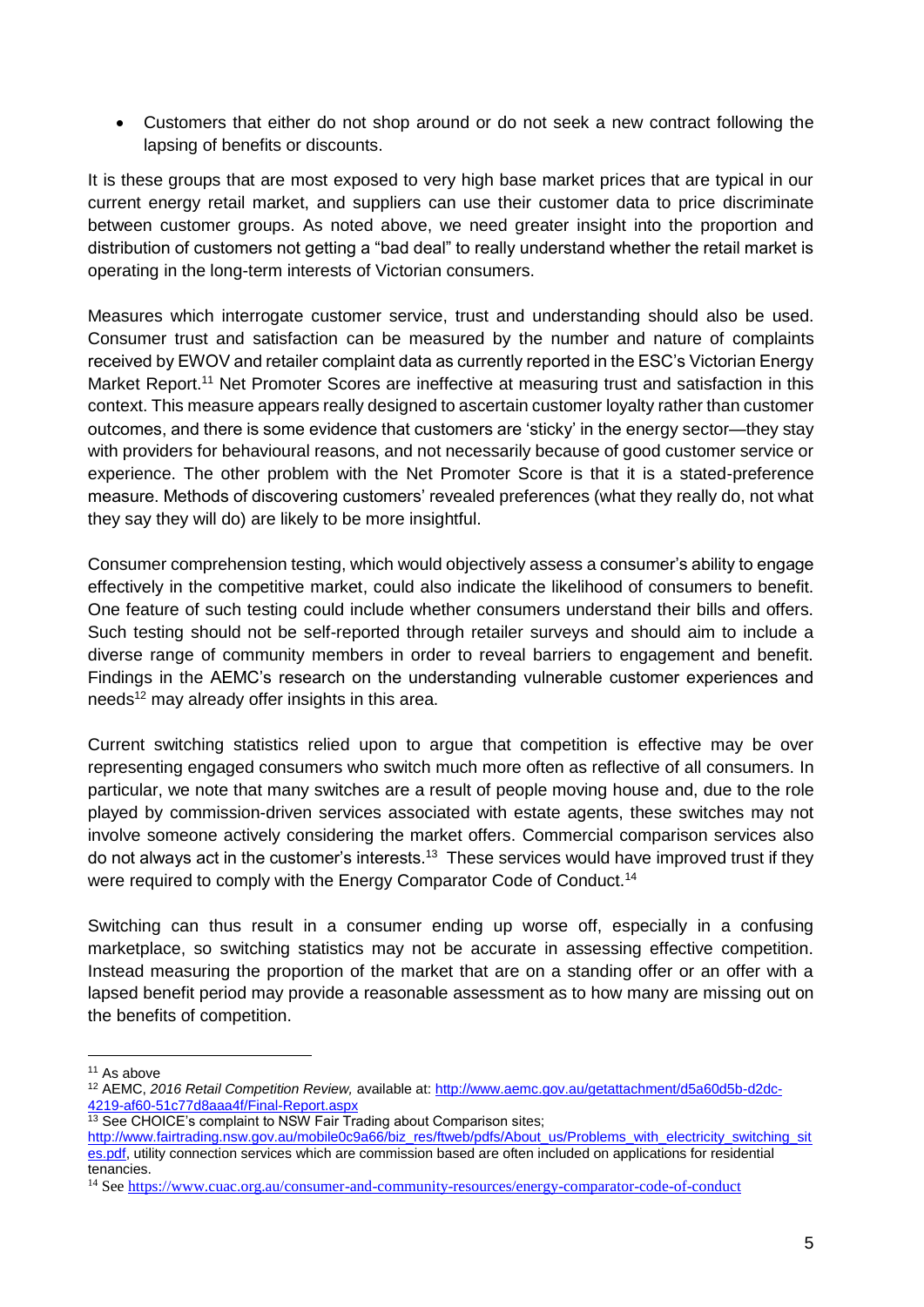- Customers that either do not shop around or do not seek a new contract following the lapsing of benefits or discounts.

It is these groups that are most exposed to very high base market prices that are typical in our current energy retail market, and suppliers can use their customer data to price discriminate between customer groups. As noted above, we need greater insight into the proportion and distribution of customers not getting a "bad deal" to really understand whether the retail market is operating in the long-term interests of Victorian consumers.

Measures which interrogate customer service, trust and understanding should also be used. Consumer trust and satisfaction can be measured by the number and nature of complaints received by EWOV and retailer complaint data as currently reported in the ESC's Victorian Energy Market Report.[11] Net Promoter Scores are ineffective at measuring trust and satisfaction in this context. This measure appears really designed to ascertain customer loyalty rather than customer outcomes, and there is some evidence that customers are 'sticky' in the energy sector—they stay with providers for behavioural reasons, and not necessarily because of good customer service or experience. The other problem with the Net Promoter Score is that it is a stated-preference measure. Methods of discovering customers' revealed preferences (what they really do, not what they say they will do) are likely to be more insightful.

Consumer comprehension testing, which would objectively assess a consumer's ability to engage effectively in the competitive market, could also indicate the likelihood of consumers to benefit. One feature of such testing could include whether consumers understand their bills and offers. Such testing should not be self-reported through retailer surveys and should aim to include a diverse range of community members in order to reveal barriers to engagement and benefit. Findings in the AEMC's research on the understanding vulnerable customer experiences and needs[12] may already offer insights in this area.

Current switching statistics relied upon to argue that competition is effective may be over representing engaged consumers who switch much more often as reflective of all consumers. In particular, we note that many switches are a result of people moving house and, due to the role played by commission-driven services associated with estate agents, these switches may not involve someone actively considering the market offers. Commercial comparison services also do not always act in the customer's interests.[13] These services would have improved trust if they were required to comply with the Energy Comparator Code of Conduct.[14]

Switching can thus result in a consumer ending up worse off, especially in a confusing marketplace, so switching statistics may not be accurate in assessing effective competition. Instead measuring the proportion of the market that are on a standing offer or an offer with a lapsed benefit period may provide a reasonable assessment as to how many are missing out on the benefits of competition.

---

[11] As above

[12] AEMC, *2016 Retail Competition Review,* available at: http://www.aemc.gov.au/getattachment/d5a60d5b-d2dc-4219-af60-51c77d8aaa4f/Final-Report.aspx

[13] See CHOICE's complaint to NSW Fair Trading about Comparison sites; http://www.fairtrading.nsw.gov.au/mobile0c9a66/biz_res/ftweb/pdfs/About_us/Problems_with_electricity_switching_sites.pdf, utility connection services which are commission based are often included on applications for residential tenancies.

[14] See https://www.cuac.org.au/consumer-and-community-resources/energy-comparator-code-of-conduct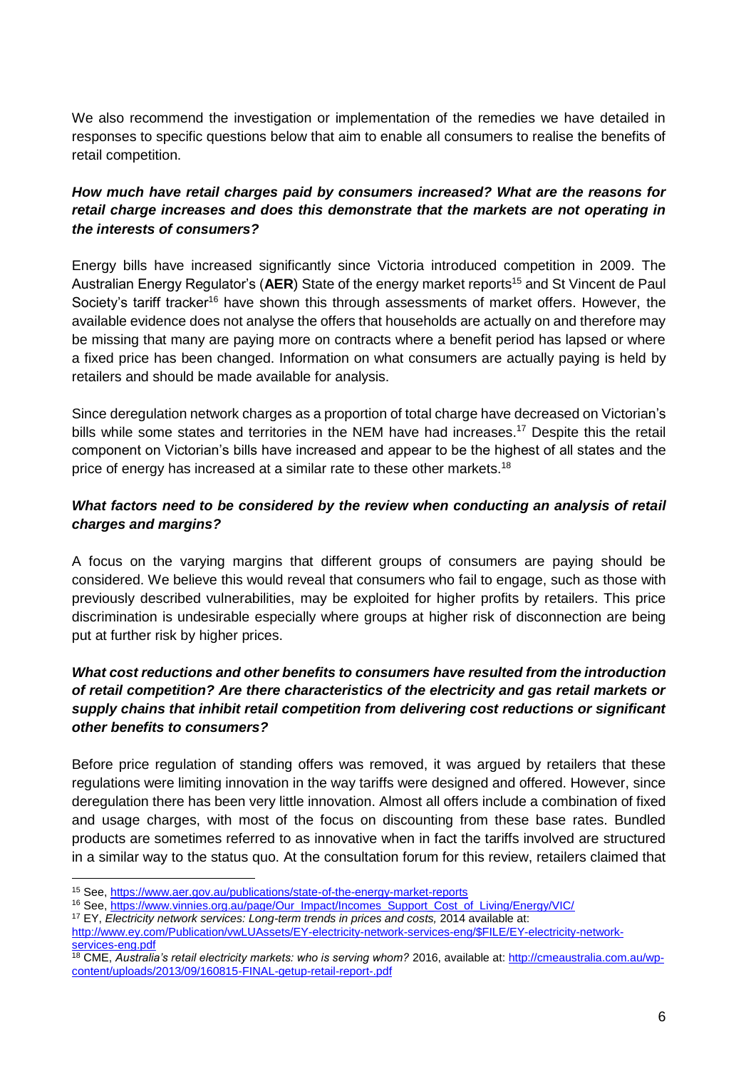We also recommend the investigation or implementation of the remedies we have detailed in responses to specific questions below that aim to enable all consumers to realise the benefits of retail competition.

***How much have retail charges paid by consumers increased? What are the reasons for retail charge increases and does this demonstrate that the markets are not operating in the interests of consumers?***

Energy bills have increased significantly since Victoria introduced competition in 2009. The Australian Energy Regulator's (**AER**) State of the energy market reports[15] and St Vincent de Paul Society's tariff tracker[16] have shown this through assessments of market offers. However, the available evidence does not analyse the offers that households are actually on and therefore may be missing that many are paying more on contracts where a benefit period has lapsed or where a fixed price has been changed. Information on what consumers are actually paying is held by retailers and should be made available for analysis.

Since deregulation network charges as a proportion of total charge have decreased on Victorian's bills while some states and territories in the NEM have had increases.[17] Despite this the retail component on Victorian's bills have increased and appear to be the highest of all states and the price of energy has increased at a similar rate to these other markets.[18]

***What factors need to be considered by the review when conducting an analysis of retail charges and margins?***

A focus on the varying margins that different groups of consumers are paying should be considered. We believe this would reveal that consumers who fail to engage, such as those with previously described vulnerabilities, may be exploited for higher profits by retailers. This price discrimination is undesirable especially where groups at higher risk of disconnection are being put at further risk by higher prices.

***What cost reductions and other benefits to consumers have resulted from the introduction of retail competition? Are there characteristics of the electricity and gas retail markets or supply chains that inhibit retail competition from delivering cost reductions or significant other benefits to consumers?***

Before price regulation of standing offers was removed, it was argued by retailers that these regulations were limiting innovation in the way tariffs were designed and offered. However, since deregulation there has been very little innovation. Almost all offers include a combination of fixed and usage charges, with most of the focus on discounting from these base rates. Bundled products are sometimes referred to as innovative when in fact the tariffs involved are structured in a similar way to the status quo. At the consultation forum for this review, retailers claimed that

---

[15] See, https://www.aer.gov.au/publications/state-of-the-energy-market-reports

[16] See, https://www.vinnies.org.au/page/Our_Impact/Incomes_Support_Cost_of_Living/Energy/VIC/

[17] EY, *Electricity network services: Long-term trends in prices and costs,* 2014 available at: http://www.ey.com/Publication/vwLUAssets/EY-electricity-network-services-eng/$FILE/EY-electricity-network-services-eng.pdf

[18] CME, *Australia's retail electricity markets: who is serving whom?* 2016, available at: http://cmeaustralia.com.au/wp-content/uploads/2013/09/160815-FINAL-getup-retail-report-.pdf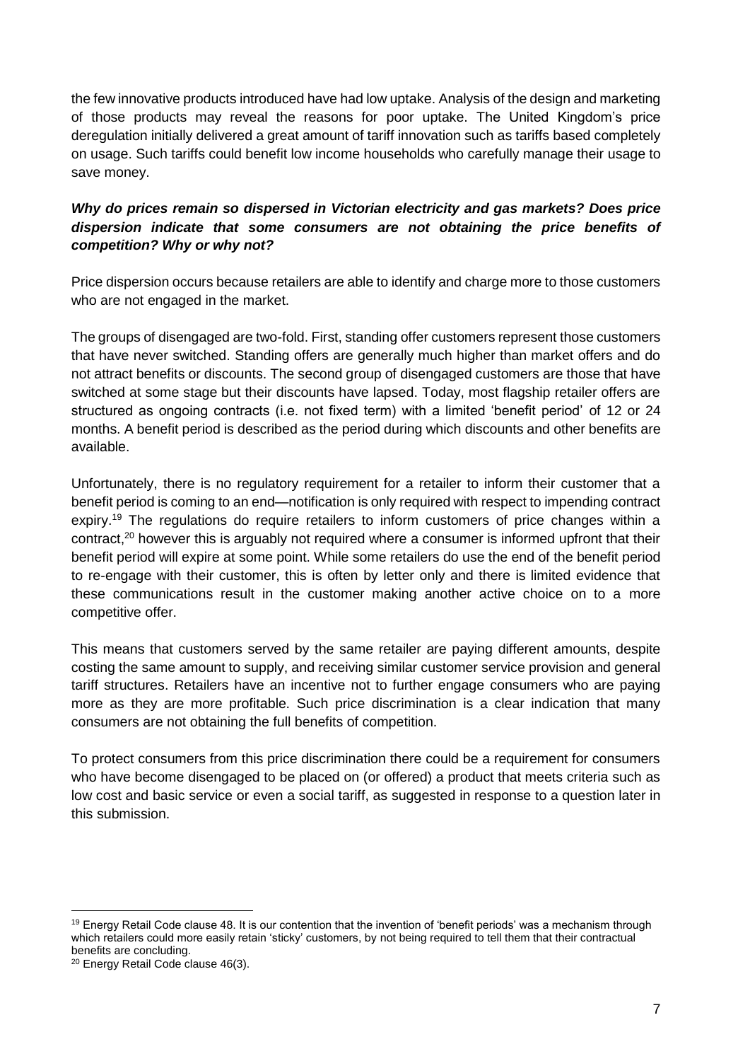the few innovative products introduced have had low uptake. Analysis of the design and marketing of those products may reveal the reasons for poor uptake. The United Kingdom's price deregulation initially delivered a great amount of tariff innovation such as tariffs based completely on usage. Such tariffs could benefit low income households who carefully manage their usage to save money.

***Why do prices remain so dispersed in Victorian electricity and gas markets? Does price dispersion indicate that some consumers are not obtaining the price benefits of competition? Why or why not?***

Price dispersion occurs because retailers are able to identify and charge more to those customers who are not engaged in the market.

The groups of disengaged are two-fold. First, standing offer customers represent those customers that have never switched. Standing offers are generally much higher than market offers and do not attract benefits or discounts. The second group of disengaged customers are those that have switched at some stage but their discounts have lapsed. Today, most flagship retailer offers are structured as ongoing contracts (i.e. not fixed term) with a limited 'benefit period' of 12 or 24 months. A benefit period is described as the period during which discounts and other benefits are available.

Unfortunately, there is no regulatory requirement for a retailer to inform their customer that a benefit period is coming to an end—notification is only required with respect to impending contract expiry.[19] The regulations do require retailers to inform customers of price changes within a contract,[20] however this is arguably not required where a consumer is informed upfront that their benefit period will expire at some point. While some retailers do use the end of the benefit period to re-engage with their customer, this is often by letter only and there is limited evidence that these communications result in the customer making another active choice on to a more competitive offer.

This means that customers served by the same retailer are paying different amounts, despite costing the same amount to supply, and receiving similar customer service provision and general tariff structures. Retailers have an incentive not to further engage consumers who are paying more as they are more profitable. Such price discrimination is a clear indication that many consumers are not obtaining the full benefits of competition.

To protect consumers from this price discrimination there could be a requirement for consumers who have become disengaged to be placed on (or offered) a product that meets criteria such as low cost and basic service or even a social tariff, as suggested in response to a question later in this submission.

---

[19] Energy Retail Code clause 48. It is our contention that the invention of 'benefit periods' was a mechanism through which retailers could more easily retain 'sticky' customers, by not being required to tell them that their contractual benefits are concluding.

[20] Energy Retail Code clause 46(3).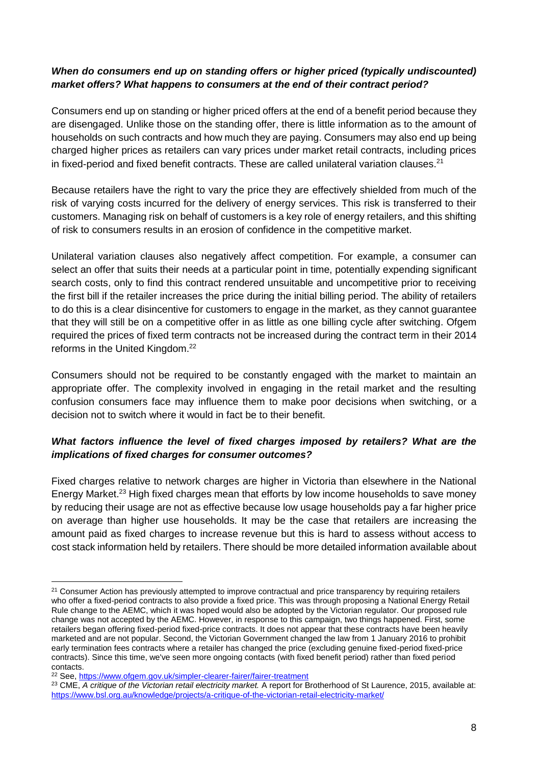***When do consumers end up on standing offers or higher priced (typically undiscounted) market offers? What happens to consumers at the end of their contract period?***

Consumers end up on standing or higher priced offers at the end of a benefit period because they are disengaged. Unlike those on the standing offer, there is little information as to the amount of households on such contracts and how much they are paying. Consumers may also end up being charged higher prices as retailers can vary prices under market retail contracts, including prices in fixed-period and fixed benefit contracts. These are called unilateral variation clauses.[21]

Because retailers have the right to vary the price they are effectively shielded from much of the risk of varying costs incurred for the delivery of energy services. This risk is transferred to their customers. Managing risk on behalf of customers is a key role of energy retailers, and this shifting of risk to consumers results in an erosion of confidence in the competitive market.

Unilateral variation clauses also negatively affect competition. For example, a consumer can select an offer that suits their needs at a particular point in time, potentially expending significant search costs, only to find this contract rendered unsuitable and uncompetitive prior to receiving the first bill if the retailer increases the price during the initial billing period. The ability of retailers to do this is a clear disincentive for customers to engage in the market, as they cannot guarantee that they will still be on a competitive offer in as little as one billing cycle after switching. Ofgem required the prices of fixed term contracts not be increased during the contract term in their 2014 reforms in the United Kingdom.[22]

Consumers should not be required to be constantly engaged with the market to maintain an appropriate offer. The complexity involved in engaging in the retail market and the resulting confusion consumers face may influence them to make poor decisions when switching, or a decision not to switch where it would in fact be to their benefit.

***What factors influence the level of fixed charges imposed by retailers? What are the implications of fixed charges for consumer outcomes?***

Fixed charges relative to network charges are higher in Victoria than elsewhere in the National Energy Market.[23] High fixed charges mean that efforts by low income households to save money by reducing their usage are not as effective because low usage households pay a far higher price on average than higher use households. It may be the case that retailers are increasing the amount paid as fixed charges to increase revenue but this is hard to assess without access to cost stack information held by retailers. There should be more detailed information available about

---

[21] Consumer Action has previously attempted to improve contractual and price transparency by requiring retailers who offer a fixed-period contracts to also provide a fixed price. This was through proposing a National Energy Retail Rule change to the AEMC, which it was hoped would also be adopted by the Victorian regulator. Our proposed rule change was not accepted by the AEMC. However, in response to this campaign, two things happened. First, some retailers began offering fixed-period fixed-price contracts. It does not appear that these contracts have been heavily marketed and are not popular. Second, the Victorian Government changed the law from 1 January 2016 to prohibit early termination fees contracts where a retailer has changed the price (excluding genuine fixed-period fixed-price contracts). Since this time, we've seen more ongoing contacts (with fixed benefit period) rather than fixed period contacts.

[22] See, https://www.ofgem.gov.uk/simpler-clearer-fairer/fairer-treatment

[23] CME, *A critique of the Victorian retail electricity market.* A report for Brotherhood of St Laurence, 2015, available at: https://www.bsl.org.au/knowledge/projects/a-critique-of-the-victorian-retail-electricity-market/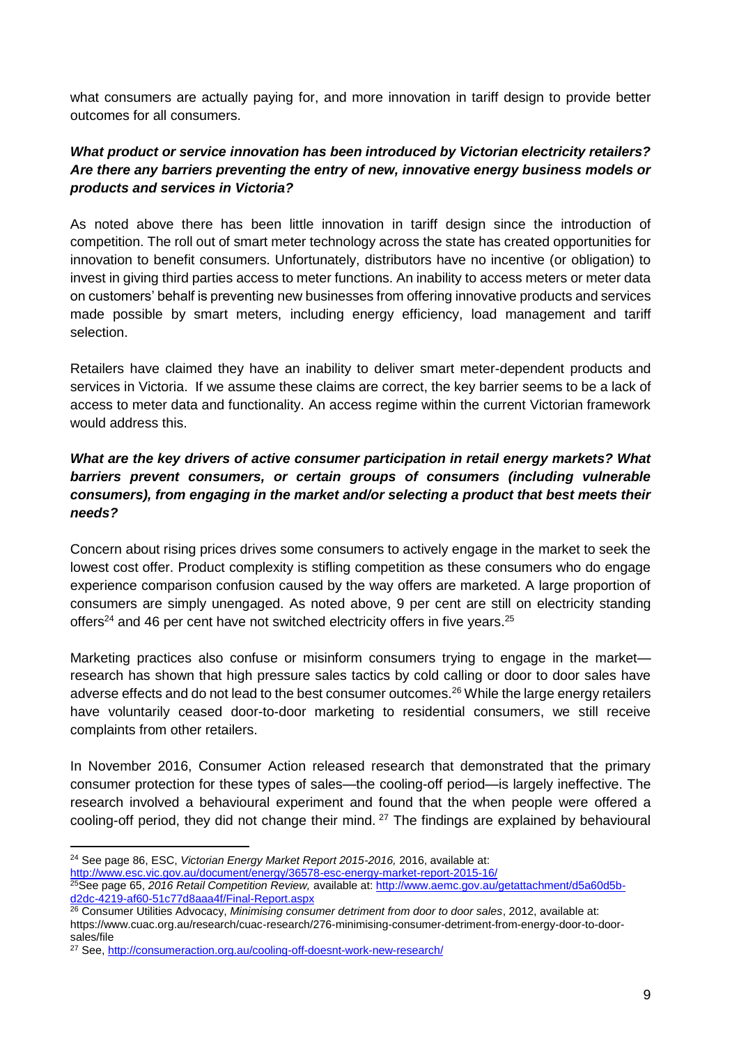what consumers are actually paying for, and more innovation in tariff design to provide better outcomes for all consumers.

***What product or service innovation has been introduced by Victorian electricity retailers? Are there any barriers preventing the entry of new, innovative energy business models or products and services in Victoria?***

As noted above there has been little innovation in tariff design since the introduction of competition. The roll out of smart meter technology across the state has created opportunities for innovation to benefit consumers. Unfortunately, distributors have no incentive (or obligation) to invest in giving third parties access to meter functions. An inability to access meters or meter data on customers' behalf is preventing new businesses from offering innovative products and services made possible by smart meters, including energy efficiency, load management and tariff selection.

Retailers have claimed they have an inability to deliver smart meter-dependent products and services in Victoria. If we assume these claims are correct, the key barrier seems to be a lack of access to meter data and functionality. An access regime within the current Victorian framework would address this.

***What are the key drivers of active consumer participation in retail energy markets? What barriers prevent consumers, or certain groups of consumers (including vulnerable consumers), from engaging in the market and/or selecting a product that best meets their needs?***

Concern about rising prices drives some consumers to actively engage in the market to seek the lowest cost offer. Product complexity is stifling competition as these consumers who do engage experience comparison confusion caused by the way offers are marketed. A large proportion of consumers are simply unengaged. As noted above, 9 per cent are still on electricity standing offers[24] and 46 per cent have not switched electricity offers in five years.[25]

Marketing practices also confuse or misinform consumers trying to engage in the market—research has shown that high pressure sales tactics by cold calling or door to door sales have adverse effects and do not lead to the best consumer outcomes.[26] While the large energy retailers have voluntarily ceased door-to-door marketing to residential consumers, we still receive complaints from other retailers.

In November 2016, Consumer Action released research that demonstrated that the primary consumer protection for these types of sales—the cooling-off period—is largely ineffective. The research involved a behavioural experiment and found that the when people were offered a cooling-off period, they did not change their mind.[27] The findings are explained by behavioural

---

[24] See page 86, ESC, *Victorian Energy Market Report 2015-2016,* 2016, available at: http://www.esc.vic.gov.au/document/energy/36578-esc-energy-market-report-2015-16/

[25] See page 65, *2016 Retail Competition Review,* available at: http://www.aemc.gov.au/getattachment/d5a60d5b-d2dc-4219-af60-51c77d8aaa4f/Final-Report.aspx

[26] Consumer Utilities Advocacy, *Minimising consumer detriment from door to door sales*, 2012, available at: https://www.cuac.org.au/research/cuac-research/276-minimising-consumer-detriment-from-energy-door-to-door-sales/file

[27] See, http://consumeraction.org.au/cooling-off-doesnt-work-new-research/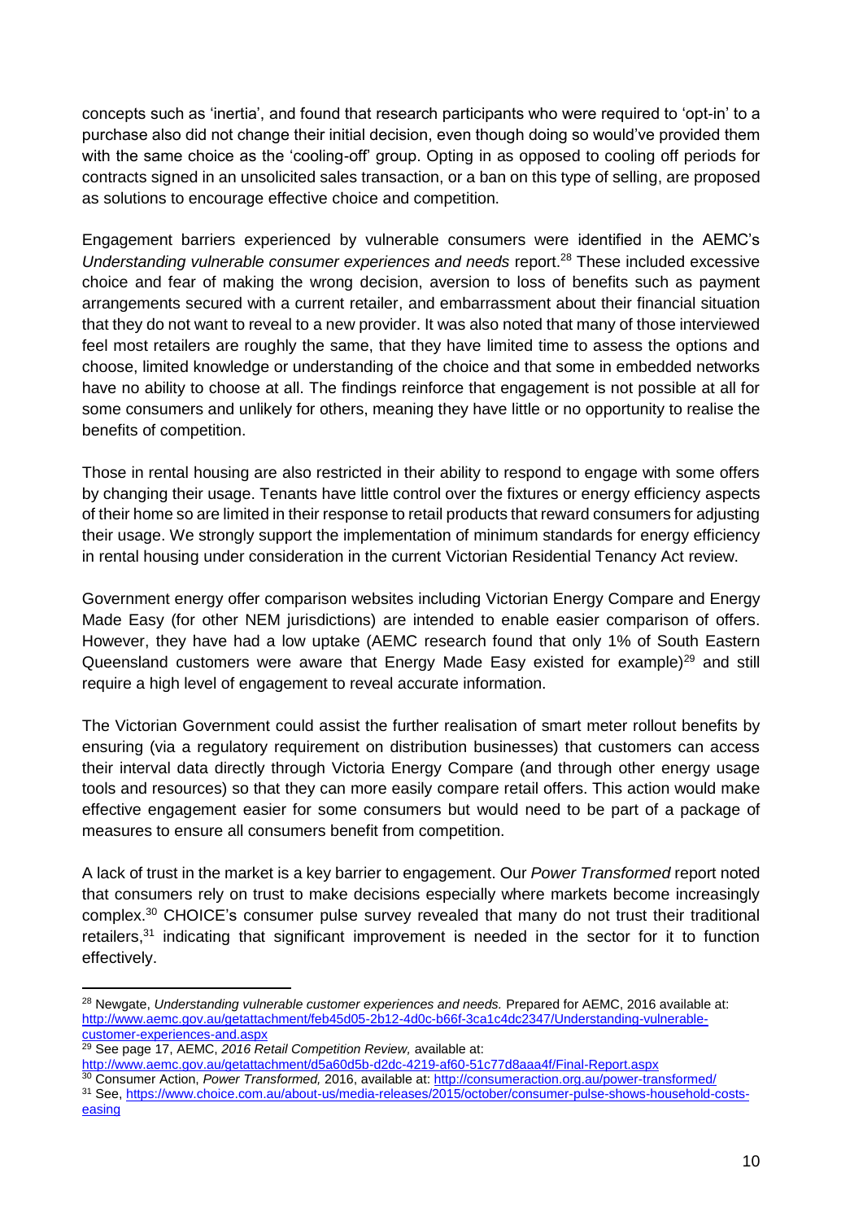concepts such as 'inertia', and found that research participants who were required to 'opt-in' to a purchase also did not change their initial decision, even though doing so would've provided them with the same choice as the 'cooling-off' group. Opting in as opposed to cooling off periods for contracts signed in an unsolicited sales transaction, or a ban on this type of selling, are proposed as solutions to encourage effective choice and competition.

Engagement barriers experienced by vulnerable consumers were identified in the AEMC's *Understanding vulnerable consumer experiences and needs* report.[28] These included excessive choice and fear of making the wrong decision, aversion to loss of benefits such as payment arrangements secured with a current retailer, and embarrassment about their financial situation that they do not want to reveal to a new provider. It was also noted that many of those interviewed feel most retailers are roughly the same, that they have limited time to assess the options and choose, limited knowledge or understanding of the choice and that some in embedded networks have no ability to choose at all. The findings reinforce that engagement is not possible at all for some consumers and unlikely for others, meaning they have little or no opportunity to realise the benefits of competition.

Those in rental housing are also restricted in their ability to respond to engage with some offers by changing their usage. Tenants have little control over the fixtures or energy efficiency aspects of their home so are limited in their response to retail products that reward consumers for adjusting their usage. We strongly support the implementation of minimum standards for energy efficiency in rental housing under consideration in the current Victorian Residential Tenancy Act review.

Government energy offer comparison websites including Victorian Energy Compare and Energy Made Easy (for other NEM jurisdictions) are intended to enable easier comparison of offers. However, they have had a low uptake (AEMC research found that only 1% of South Eastern Queensland customers were aware that Energy Made Easy existed for example)[29] and still require a high level of engagement to reveal accurate information.

The Victorian Government could assist the further realisation of smart meter rollout benefits by ensuring (via a regulatory requirement on distribution businesses) that customers can access their interval data directly through Victoria Energy Compare (and through other energy usage tools and resources) so that they can more easily compare retail offers. This action would make effective engagement easier for some consumers but would need to be part of a package of measures to ensure all consumers benefit from competition.

A lack of trust in the market is a key barrier to engagement. Our *Power Transformed* report noted that consumers rely on trust to make decisions especially where markets become increasingly complex.[30] CHOICE's consumer pulse survey revealed that many do not trust their traditional retailers,[31] indicating that significant improvement is needed in the sector for it to function effectively.

---

[28] Newgate, *Understanding vulnerable customer experiences and needs.* Prepared for AEMC, 2016 available at: http://www.aemc.gov.au/getattachment/feb45d05-2b12-4d0c-b66f-3ca1c4dc2347/Understanding-vulnerable-customer-experiences-and.aspx

[29] See page 17, AEMC, *2016 Retail Competition Review,* available at: http://www.aemc.gov.au/getattachment/d5a60d5b-d2dc-4219-af60-51c77d8aaa4f/Final-Report.aspx

[30] Consumer Action, *Power Transformed,* 2016, available at: http://consumeraction.org.au/power-transformed/

[31] See, https://www.choice.com.au/about-us/media-releases/2015/october/consumer-pulse-shows-household-costs-easing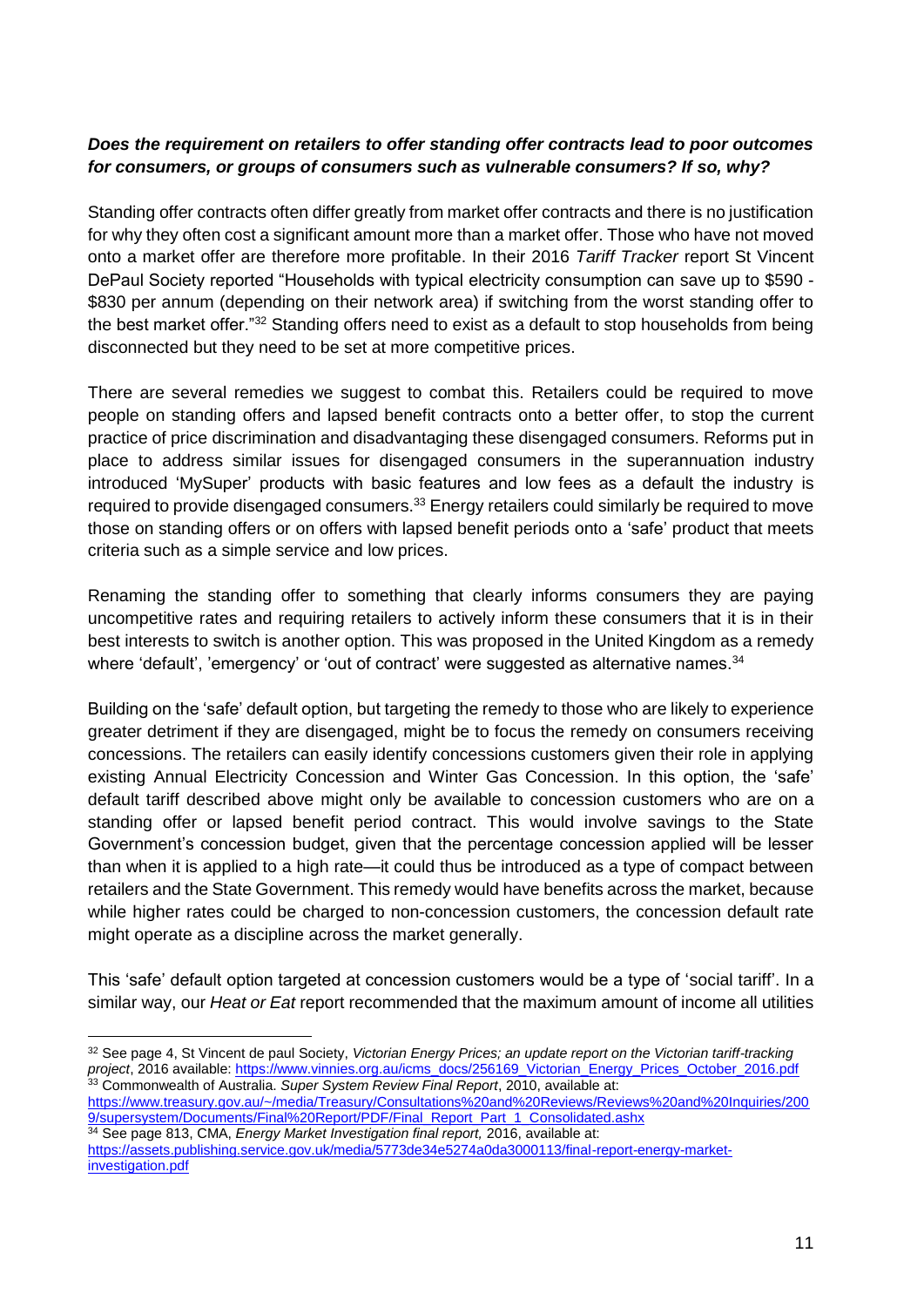***Does the requirement on retailers to offer standing offer contracts lead to poor outcomes for consumers, or groups of consumers such as vulnerable consumers? If so, why?***

Standing offer contracts often differ greatly from market offer contracts and there is no justification for why they often cost a significant amount more than a market offer. Those who have not moved onto a market offer are therefore more profitable. In their 2016 *Tariff Tracker* report St Vincent DePaul Society reported "Households with typical electricity consumption can save up to $590 - $830 per annum (depending on their network area) if switching from the worst standing offer to the best market offer."[32] Standing offers need to exist as a default to stop households from being disconnected but they need to be set at more competitive prices.

There are several remedies we suggest to combat this. Retailers could be required to move people on standing offers and lapsed benefit contracts onto a better offer, to stop the current practice of price discrimination and disadvantaging these disengaged consumers. Reforms put in place to address similar issues for disengaged consumers in the superannuation industry introduced 'MySuper' products with basic features and low fees as a default the industry is required to provide disengaged consumers.[33] Energy retailers could similarly be required to move those on standing offers or on offers with lapsed benefit periods onto a 'safe' product that meets criteria such as a simple service and low prices.

Renaming the standing offer to something that clearly informs consumers they are paying uncompetitive rates and requiring retailers to actively inform these consumers that it is in their best interests to switch is another option. This was proposed in the United Kingdom as a remedy where 'default', 'emergency' or 'out of contract' were suggested as alternative names.[34]

Building on the 'safe' default option, but targeting the remedy to those who are likely to experience greater detriment if they are disengaged, might be to focus the remedy on consumers receiving concessions. The retailers can easily identify concessions customers given their role in applying existing Annual Electricity Concession and Winter Gas Concession. In this option, the 'safe' default tariff described above might only be available to concession customers who are on a standing offer or lapsed benefit period contract. This would involve savings to the State Government's concession budget, given that the percentage concession applied will be lesser than when it is applied to a high rate—it could thus be introduced as a type of compact between retailers and the State Government. This remedy would have benefits across the market, because while higher rates could be charged to non-concession customers, the concession default rate might operate as a discipline across the market generally.

This 'safe' default option targeted at concession customers would be a type of 'social tariff'. In a similar way, our *Heat or Eat* report recommended that the maximum amount of income all utilities

---

[32] See page 4, St Vincent de paul Society, *Victorian Energy Prices; an update report on the Victorian tariff-tracking project*, 2016 available: https://www.vinnies.org.au/icms_docs/256169_Victorian_Energy_Prices_October_2016.pdf

[33] Commonwealth of Australia. *Super System Review Final Report*, 2010, available at: https://www.treasury.gov.au/~/media/Treasury/Consultations%20and%20Reviews/Reviews%20and%20Inquiries/2009/supersystem/Documents/Final%20Report/PDF/Final_Report_Part_1_Consolidated.ashx

[34] See page 813, CMA, *Energy Market Investigation final report,* 2016, available at: https://assets.publishing.service.gov.uk/media/5773de34e5274a0da3000113/final-report-energy-market-investigation.pdf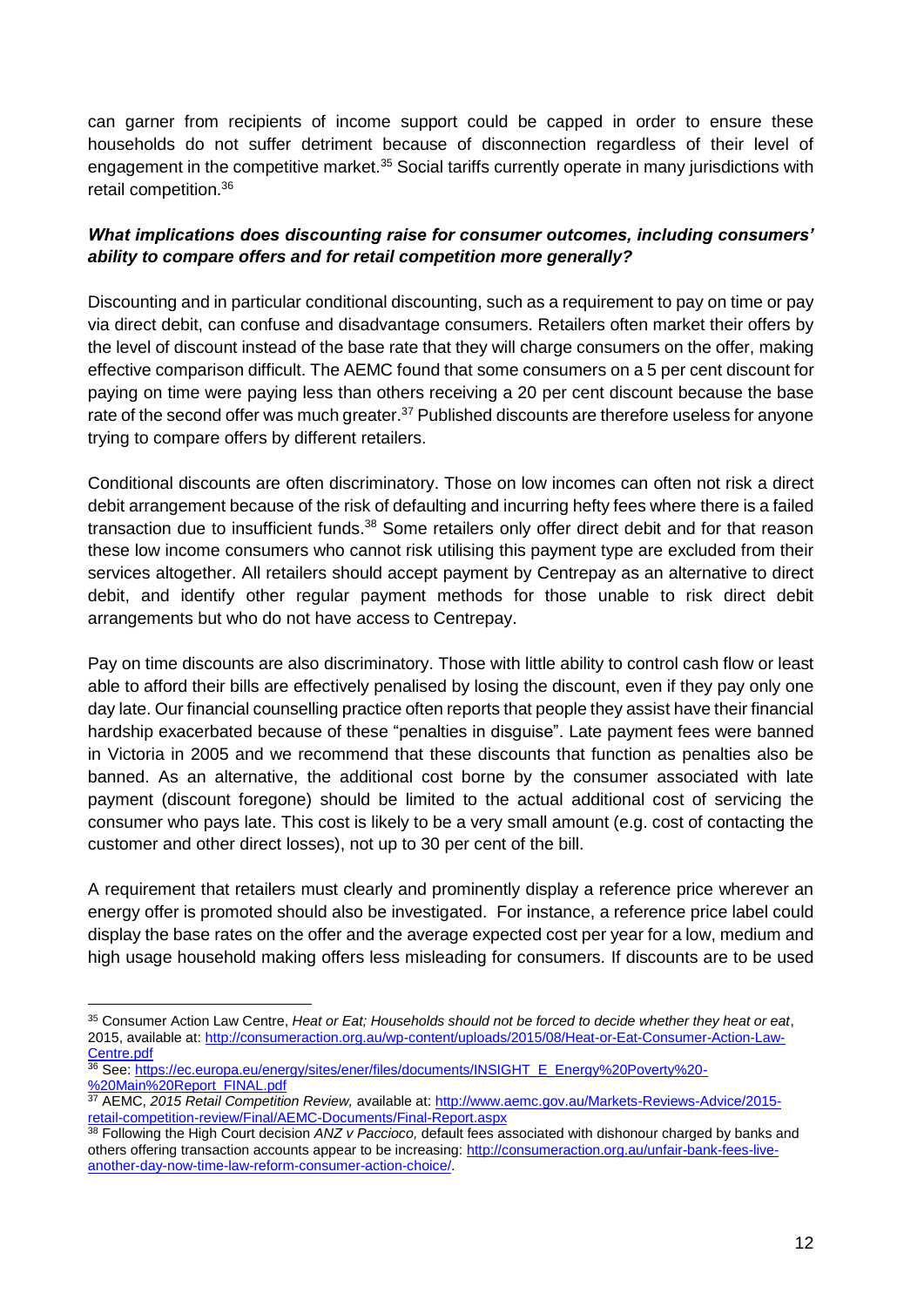can garner from recipients of income support could be capped in order to ensure these households do not suffer detriment because of disconnection regardless of their level of engagement in the competitive market.[35] Social tariffs currently operate in many jurisdictions with retail competition.[36]

***What implications does discounting raise for consumer outcomes, including consumers' ability to compare offers and for retail competition more generally?***

Discounting and in particular conditional discounting, such as a requirement to pay on time or pay via direct debit, can confuse and disadvantage consumers. Retailers often market their offers by the level of discount instead of the base rate that they will charge consumers on the offer, making effective comparison difficult. The AEMC found that some consumers on a 5 per cent discount for paying on time were paying less than others receiving a 20 per cent discount because the base rate of the second offer was much greater.[37] Published discounts are therefore useless for anyone trying to compare offers by different retailers.

Conditional discounts are often discriminatory. Those on low incomes can often not risk a direct debit arrangement because of the risk of defaulting and incurring hefty fees where there is a failed transaction due to insufficient funds.[38] Some retailers only offer direct debit and for that reason these low income consumers who cannot risk utilising this payment type are excluded from their services altogether. All retailers should accept payment by Centrepay as an alternative to direct debit, and identify other regular payment methods for those unable to risk direct debit arrangements but who do not have access to Centrepay.

Pay on time discounts are also discriminatory. Those with little ability to control cash flow or least able to afford their bills are effectively penalised by losing the discount, even if they pay only one day late. Our financial counselling practice often reports that people they assist have their financial hardship exacerbated because of these "penalties in disguise". Late payment fees were banned in Victoria in 2005 and we recommend that these discounts that function as penalties also be banned. As an alternative, the additional cost borne by the consumer associated with late payment (discount foregone) should be limited to the actual additional cost of servicing the consumer who pays late. This cost is likely to be a very small amount (e.g. cost of contacting the customer and other direct losses), not up to 30 per cent of the bill.

A requirement that retailers must clearly and prominently display a reference price wherever an energy offer is promoted should also be investigated. For instance, a reference price label could display the base rates on the offer and the average expected cost per year for a low, medium and high usage household making offers less misleading for consumers. If discounts are to be used

---

[35] Consumer Action Law Centre, *Heat or Eat; Households should not be forced to decide whether they heat or eat*, 2015, available at: http://consumeraction.org.au/wp-content/uploads/2015/08/Heat-or-Eat-Consumer-Action-Law-Centre.pdf

[36] See: https://ec.europa.eu/energy/sites/ener/files/documents/INSIGHT_E_Energy%20Poverty%20-%20Main%20Report_FINAL.pdf

[37] AEMC, *2015 Retail Competition Review,* available at: http://www.aemc.gov.au/Markets-Reviews-Advice/2015-retail-competition-review/Final/AEMC-Documents/Final-Report.aspx

[38] Following the High Court decision *ANZ v Paccioco,* default fees associated with dishonour charged by banks and others offering transaction accounts appear to be increasing: http://consumeraction.org.au/unfair-bank-fees-live-another-day-now-time-law-reform-consumer-action-choice/.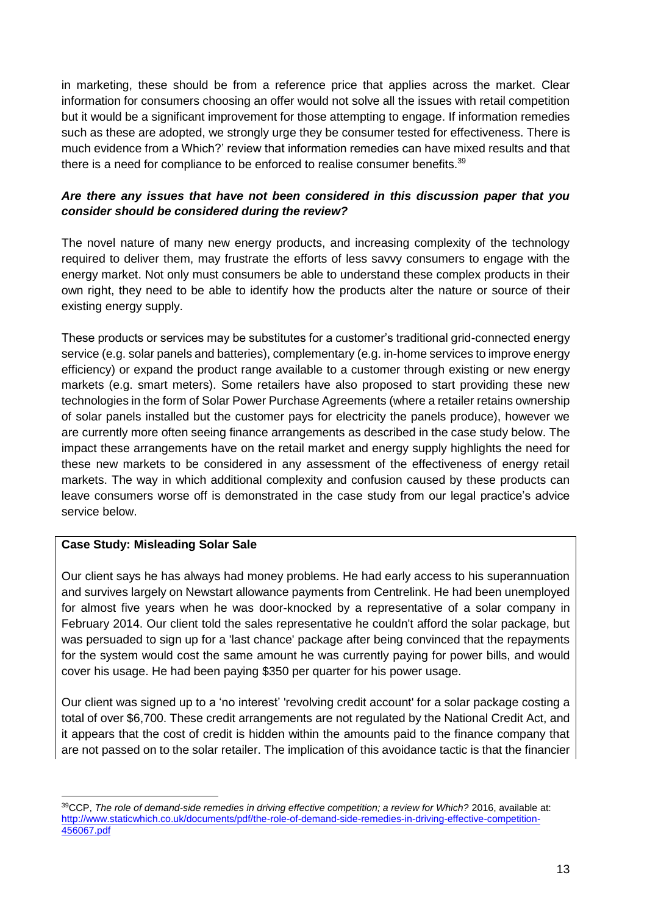in marketing, these should be from a reference price that applies across the market. Clear information for consumers choosing an offer would not solve all the issues with retail competition but it would be a significant improvement for those attempting to engage. If information remedies such as these are adopted, we strongly urge they be consumer tested for effectiveness. There is much evidence from a Which?' review that information remedies can have mixed results and that there is a need for compliance to be enforced to realise consumer benefits.[39]

***Are there any issues that have not been considered in this discussion paper that you consider should be considered during the review?***

The novel nature of many new energy products, and increasing complexity of the technology required to deliver them, may frustrate the efforts of less savvy consumers to engage with the energy market. Not only must consumers be able to understand these complex products in their own right, they need to be able to identify how the products alter the nature or source of their existing energy supply.

These products or services may be substitutes for a customer's traditional grid-connected energy service (e.g. solar panels and batteries), complementary (e.g. in-home services to improve energy efficiency) or expand the product range available to a customer through existing or new energy markets (e.g. smart meters). Some retailers have also proposed to start providing these new technologies in the form of Solar Power Purchase Agreements (where a retailer retains ownership of solar panels installed but the customer pays for electricity the panels produce), however we are currently more often seeing finance arrangements as described in the case study below. The impact these arrangements have on the retail market and energy supply highlights the need for these new markets to be considered in any assessment of the effectiveness of energy retail markets. The way in which additional complexity and confusion caused by these products can leave consumers worse off is demonstrated in the case study from our legal practice's advice service below.

**Case Study: Misleading Solar Sale**

Our client says he has always had money problems. He had early access to his superannuation and survives largely on Newstart allowance payments from Centrelink. He had been unemployed for almost five years when he was door-knocked by a representative of a solar company in February 2014. Our client told the sales representative he couldn't afford the solar package, but was persuaded to sign up for a 'last chance' package after being convinced that the repayments for the system would cost the same amount he was currently paying for power bills, and would cover his usage. He had been paying $350 per quarter for his power usage.

Our client was signed up to a 'no interest' 'revolving credit account' for a solar package costing a total of over $6,700. These credit arrangements are not regulated by the National Credit Act, and it appears that the cost of credit is hidden within the amounts paid to the finance company that are not passed on to the solar retailer. The implication of this avoidance tactic is that the financier

---

[39] CCP, *The role of demand-side remedies in driving effective competition; a review for Which?* 2016, available at: http://www.staticwhich.co.uk/documents/pdf/the-role-of-demand-side-remedies-in-driving-effective-competition-456067.pdf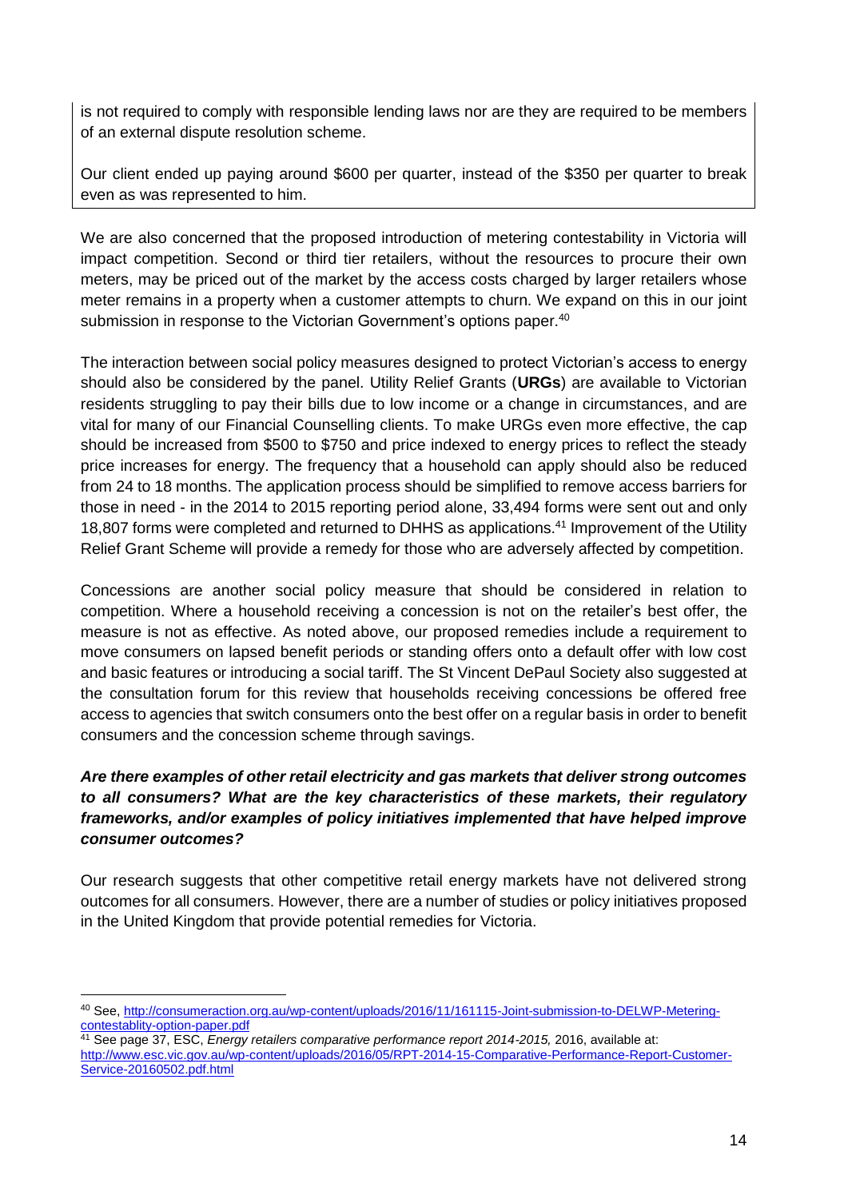is not required to comply with responsible lending laws nor are they are required to be members of an external dispute resolution scheme.

Our client ended up paying around $600 per quarter, instead of the $350 per quarter to break even as was represented to him.

We are also concerned that the proposed introduction of metering contestability in Victoria will impact competition. Second or third tier retailers, without the resources to procure their own meters, may be priced out of the market by the access costs charged by larger retailers whose meter remains in a property when a customer attempts to churn. We expand on this in our joint submission in response to the Victorian Government's options paper.[40]

The interaction between social policy measures designed to protect Victorian's access to energy should also be considered by the panel. Utility Relief Grants (**URGs**) are available to Victorian residents struggling to pay their bills due to low income or a change in circumstances, and are vital for many of our Financial Counselling clients. To make URGs even more effective, the cap should be increased from $500 to $750 and price indexed to energy prices to reflect the steady price increases for energy. The frequency that a household can apply should also be reduced from 24 to 18 months. The application process should be simplified to remove access barriers for those in need - in the 2014 to 2015 reporting period alone, 33,494 forms were sent out and only 18,807 forms were completed and returned to DHHS as applications.[41] Improvement of the Utility Relief Grant Scheme will provide a remedy for those who are adversely affected by competition.

Concessions are another social policy measure that should be considered in relation to competition. Where a household receiving a concession is not on the retailer's best offer, the measure is not as effective. As noted above, our proposed remedies include a requirement to move consumers on lapsed benefit periods or standing offers onto a default offer with low cost and basic features or introducing a social tariff. The St Vincent DePaul Society also suggested at the consultation forum for this review that households receiving concessions be offered free access to agencies that switch consumers onto the best offer on a regular basis in order to benefit consumers and the concession scheme through savings.

***Are there examples of other retail electricity and gas markets that deliver strong outcomes to all consumers? What are the key characteristics of these markets, their regulatory frameworks, and/or examples of policy initiatives implemented that have helped improve consumer outcomes?***

Our research suggests that other competitive retail energy markets have not delivered strong outcomes for all consumers. However, there are a number of studies or policy initiatives proposed in the United Kingdom that provide potential remedies for Victoria.

---

[40] See, http://consumeraction.org.au/wp-content/uploads/2016/11/161115-Joint-submission-to-DELWP-Metering-contestablity-option-paper.pdf

[41] See page 37, ESC, *Energy retailers comparative performance report 2014-2015,* 2016, available at: http://www.esc.vic.gov.au/wp-content/uploads/2016/05/RPT-2014-15-Comparative-Performance-Report-Customer-Service-20160502.pdf.html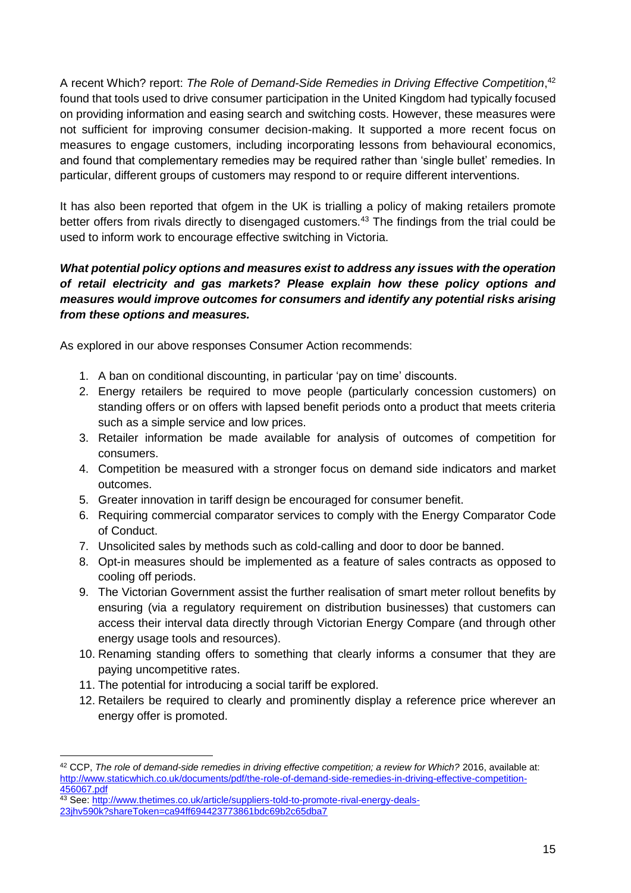A recent Which? report: *The Role of Demand-Side Remedies in Driving Effective Competition*,[42] found that tools used to drive consumer participation in the United Kingdom had typically focused on providing information and easing search and switching costs. However, these measures were not sufficient for improving consumer decision-making. It supported a more recent focus on measures to engage customers, including incorporating lessons from behavioural economics, and found that complementary remedies may be required rather than 'single bullet' remedies. In particular, different groups of customers may respond to or require different interventions.

It has also been reported that ofgem in the UK is trialling a policy of making retailers promote better offers from rivals directly to disengaged customers.[43] The findings from the trial could be used to inform work to encourage effective switching in Victoria.

***What potential policy options and measures exist to address any issues with the operation of retail electricity and gas markets? Please explain how these policy options and measures would improve outcomes for consumers and identify any potential risks arising from these options and measures.***

As explored in our above responses Consumer Action recommends:

1. A ban on conditional discounting, in particular 'pay on time' discounts.
2. Energy retailers be required to move people (particularly concession customers) on standing offers or on offers with lapsed benefit periods onto a product that meets criteria such as a simple service and low prices.
3. Retailer information be made available for analysis of outcomes of competition for consumers.
4. Competition be measured with a stronger focus on demand side indicators and market outcomes.
5. Greater innovation in tariff design be encouraged for consumer benefit.
6. Requiring commercial comparator services to comply with the Energy Comparator Code of Conduct.
7. Unsolicited sales by methods such as cold-calling and door to door be banned.
8. Opt-in measures should be implemented as a feature of sales contracts as opposed to cooling off periods.
9. The Victorian Government assist the further realisation of smart meter rollout benefits by ensuring (via a regulatory requirement on distribution businesses) that customers can access their interval data directly through Victorian Energy Compare (and through other energy usage tools and resources).
10. Renaming standing offers to something that clearly informs a consumer that they are paying uncompetitive rates.
11. The potential for introducing a social tariff be explored.
12. Retailers be required to clearly and prominently display a reference price wherever an energy offer is promoted.

---

[42] CCP, *The role of demand-side remedies in driving effective competition; a review for Which?* 2016, available at: http://www.staticwhich.co.uk/documents/pdf/the-role-of-demand-side-remedies-in-driving-effective-competition-456067.pdf

[43] See: http://www.thetimes.co.uk/article/suppliers-told-to-promote-rival-energy-deals-23jhv590k?shareToken=ca94ff694423773861bdc69b2c65dba7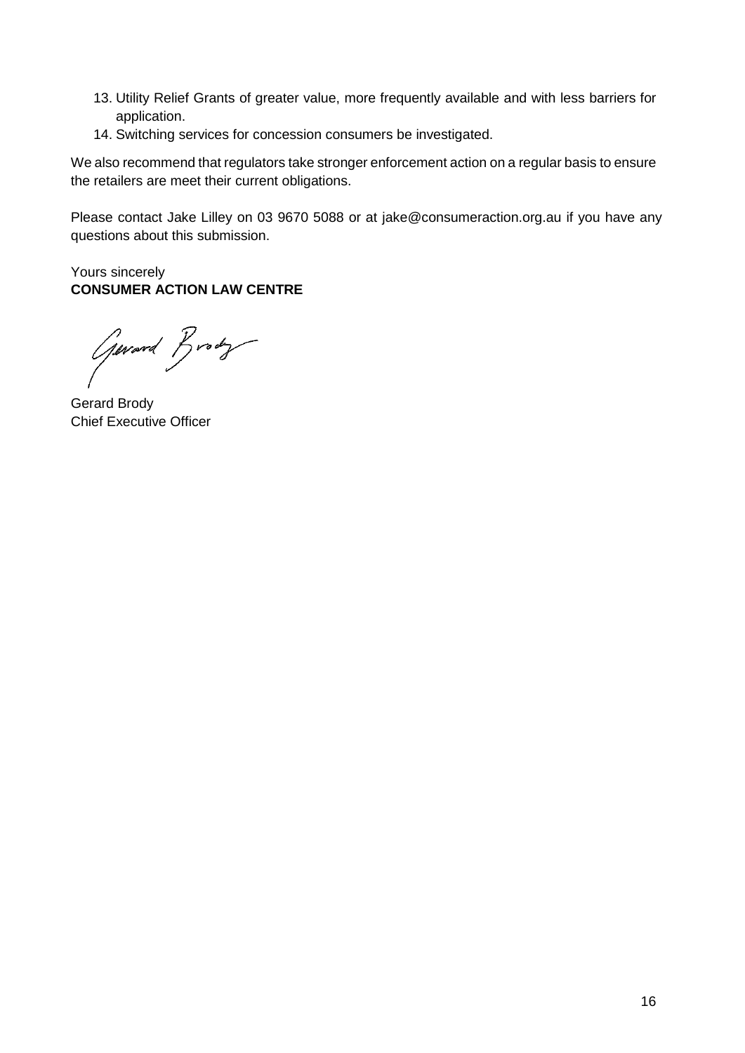13. Utility Relief Grants of greater value, more frequently available and with less barriers for application.
14. Switching services for concession consumers be investigated.

We also recommend that regulators take stronger enforcement action on a regular basis to ensure the retailers are meet their current obligations.

Please contact Jake Lilley on 03 9670 5088 or at jake@consumeraction.org.au if you have any questions about this submission.

Yours sincerely
**CONSUMER ACTION LAW CENTRE**

Gerard Brody
Chief Executive Officer